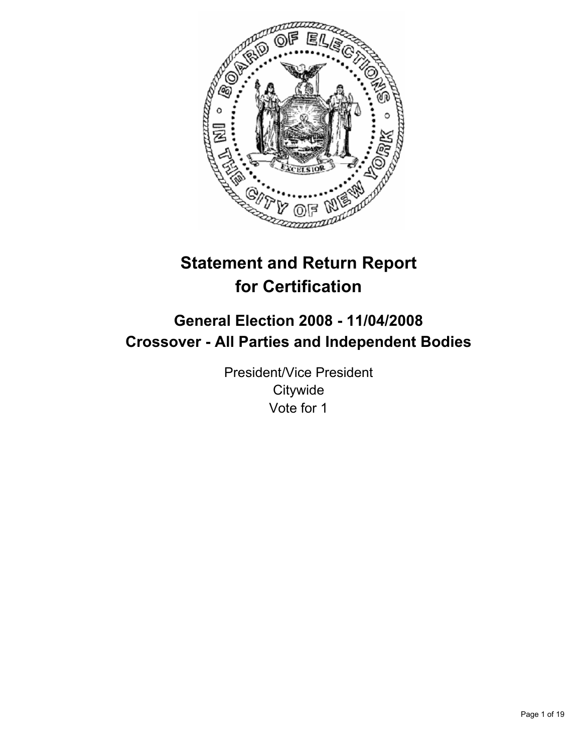# Statement and Return Report for Certification

## General Election 2008 - 11/04/2008
## Crossover - All Parties and Independent Bodies

President/Vice President
Citywide
Vote for 1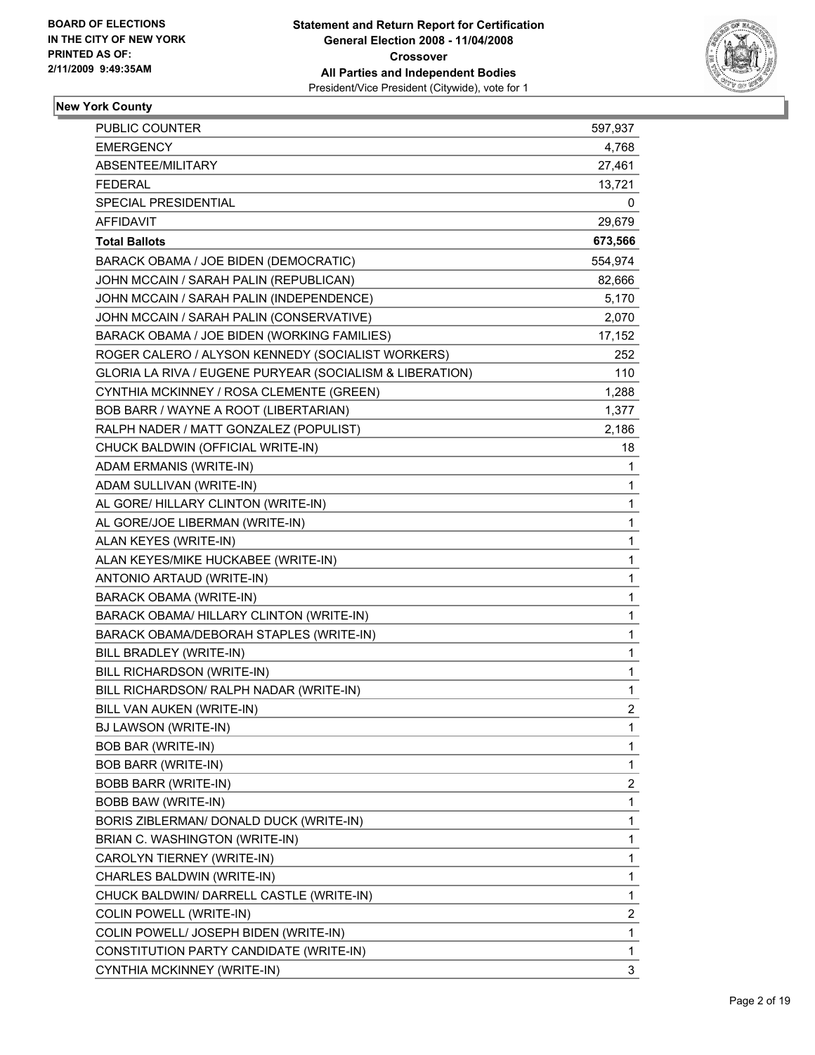BOARD OF ELECTIONS
IN THE CITY OF NEW YORK
PRINTED AS OF:
2/11/2009 9:49:35AM

**Statement and Return Report for Certification**
**General Election 2008 - 11/04/2008**
**Crossover**
**All Parties and Independent Bodies**
President/Vice President (Citywide), vote for 1

## New York County

| | |
|---|---|
| PUBLIC COUNTER | 597,937 |
| EMERGENCY | 4,768 |
| ABSENTEE/MILITARY | 27,461 |
| FEDERAL | 13,721 |
| SPECIAL PRESIDENTIAL | 0 |
| AFFIDAVIT | 29,679 |
| **Total Ballots** | **673,566** |
| BARACK OBAMA / JOE BIDEN (DEMOCRATIC) | 554,974 |
| JOHN MCCAIN / SARAH PALIN (REPUBLICAN) | 82,666 |
| JOHN MCCAIN / SARAH PALIN (INDEPENDENCE) | 5,170 |
| JOHN MCCAIN / SARAH PALIN (CONSERVATIVE) | 2,070 |
| BARACK OBAMA / JOE BIDEN (WORKING FAMILIES) | 17,152 |
| ROGER CALERO / ALYSON KENNEDY (SOCIALIST WORKERS) | 252 |
| GLORIA LA RIVA / EUGENE PURYEAR (SOCIALISM & LIBERATION) | 110 |
| CYNTHIA MCKINNEY / ROSA CLEMENTE (GREEN) | 1,288 |
| BOB BARR / WAYNE A ROOT (LIBERTARIAN) | 1,377 |
| RALPH NADER / MATT GONZALEZ (POPULIST) | 2,186 |
| CHUCK BALDWIN (OFFICIAL WRITE-IN) | 18 |
| ADAM ERMANIS (WRITE-IN) | 1 |
| ADAM SULLIVAN (WRITE-IN) | 1 |
| AL GORE/ HILLARY CLINTON (WRITE-IN) | 1 |
| AL GORE/JOE LIBERMAN (WRITE-IN) | 1 |
| ALAN KEYES (WRITE-IN) | 1 |
| ALAN KEYES/MIKE HUCKABEE (WRITE-IN) | 1 |
| ANTONIO ARTAUD (WRITE-IN) | 1 |
| BARACK OBAMA (WRITE-IN) | 1 |
| BARACK OBAMA/ HILLARY CLINTON (WRITE-IN) | 1 |
| BARACK OBAMA/DEBORAH STAPLES (WRITE-IN) | 1 |
| BILL BRADLEY (WRITE-IN) | 1 |
| BILL RICHARDSON (WRITE-IN) | 1 |
| BILL RICHARDSON/ RALPH NADAR (WRITE-IN) | 1 |
| BILL VAN AUKEN (WRITE-IN) | 2 |
| BJ LAWSON (WRITE-IN) | 1 |
| BOB BAR (WRITE-IN) | 1 |
| BOB BARR (WRITE-IN) | 1 |
| BOBB BARR (WRITE-IN) | 2 |
| BOBB BAW (WRITE-IN) | 1 |
| BORIS ZIBLERMAN/ DONALD DUCK (WRITE-IN) | 1 |
| BRIAN C. WASHINGTON (WRITE-IN) | 1 |
| CAROLYN TIERNEY (WRITE-IN) | 1 |
| CHARLES BALDWIN (WRITE-IN) | 1 |
| CHUCK BALDWIN/ DARRELL CASTLE (WRITE-IN) | 1 |
| COLIN POWELL (WRITE-IN) | 2 |
| COLIN POWELL/ JOSEPH BIDEN (WRITE-IN) | 1 |
| CONSTITUTION PARTY CANDIDATE (WRITE-IN) | 1 |
| CYNTHIA MCKINNEY (WRITE-IN) | 3 |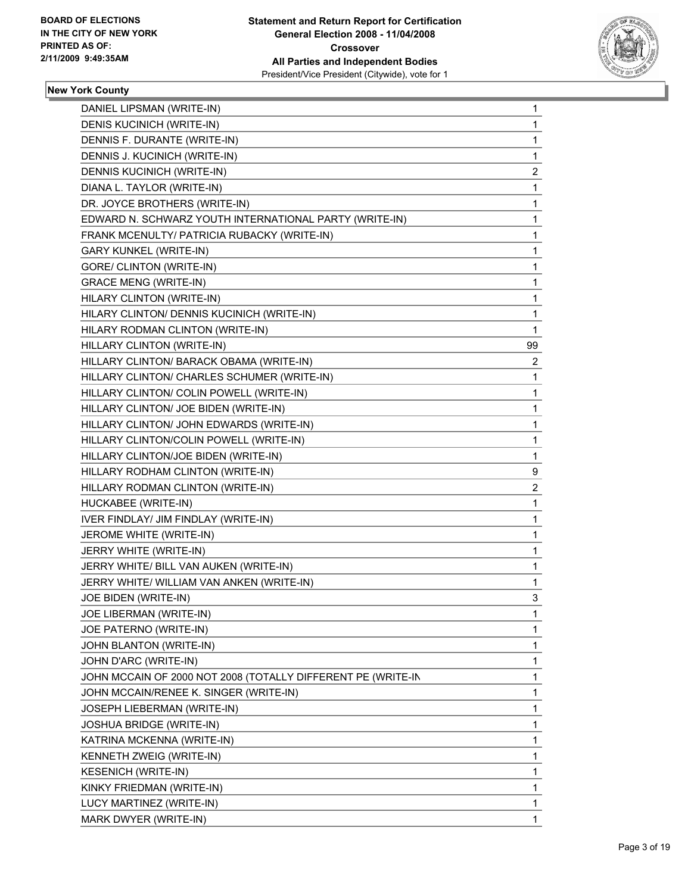**BOARD OF ELECTIONS IN THE CITY OF NEW YORK PRINTED AS OF: 2/11/2009 9:49:35AM**

**Statement and Return Report for Certification General Election 2008 - 11/04/2008 Crossover All Parties and Independent Bodies**
President/Vice President (Citywide), vote for 1

### New York County

| | |
|---|---|
| DANIEL LIPSMAN (WRITE-IN) | 1 |
| DENIS KUCINICH (WRITE-IN) | 1 |
| DENNIS F. DURANTE (WRITE-IN) | 1 |
| DENNIS J. KUCINICH (WRITE-IN) | 1 |
| DENNIS KUCINICH (WRITE-IN) | 2 |
| DIANA L. TAYLOR (WRITE-IN) | 1 |
| DR. JOYCE BROTHERS (WRITE-IN) | 1 |
| EDWARD N. SCHWARZ YOUTH INTERNATIONAL PARTY (WRITE-IN) | 1 |
| FRANK MCENULTY/ PATRICIA RUBACKY (WRITE-IN) | 1 |
| GARY KUNKEL (WRITE-IN) | 1 |
| GORE/ CLINTON (WRITE-IN) | 1 |
| GRACE MENG (WRITE-IN) | 1 |
| HILARY CLINTON (WRITE-IN) | 1 |
| HILARY CLINTON/ DENNIS KUCINICH (WRITE-IN) | 1 |
| HILARY RODMAN CLINTON (WRITE-IN) | 1 |
| HILLARY CLINTON (WRITE-IN) | 99 |
| HILLARY CLINTON/ BARACK OBAMA (WRITE-IN) | 2 |
| HILLARY CLINTON/ CHARLES SCHUMER (WRITE-IN) | 1 |
| HILLARY CLINTON/ COLIN POWELL (WRITE-IN) | 1 |
| HILLARY CLINTON/ JOE BIDEN (WRITE-IN) | 1 |
| HILLARY CLINTON/ JOHN EDWARDS (WRITE-IN) | 1 |
| HILLARY CLINTON/COLIN POWELL (WRITE-IN) | 1 |
| HILLARY CLINTON/JOE BIDEN (WRITE-IN) | 1 |
| HILLARY RODHAM CLINTON (WRITE-IN) | 9 |
| HILLARY RODMAN CLINTON (WRITE-IN) | 2 |
| HUCKABEE (WRITE-IN) | 1 |
| IVER FINDLAY/ JIM FINDLAY (WRITE-IN) | 1 |
| JEROME WHITE (WRITE-IN) | 1 |
| JERRY WHITE (WRITE-IN) | 1 |
| JERRY WHITE/ BILL VAN AUKEN (WRITE-IN) | 1 |
| JERRY WHITE/ WILLIAM VAN ANKEN (WRITE-IN) | 1 |
| JOE BIDEN (WRITE-IN) | 3 |
| JOE LIBERMAN (WRITE-IN) | 1 |
| JOE PATERNO (WRITE-IN) | 1 |
| JOHN BLANTON (WRITE-IN) | 1 |
| JOHN D'ARC (WRITE-IN) | 1 |
| JOHN MCCAIN OF 2000 NOT 2008 (TOTALLY DIFFERENT PE (WRITE-IN | 1 |
| JOHN MCCAIN/RENEE K. SINGER (WRITE-IN) | 1 |
| JOSEPH LIEBERMAN (WRITE-IN) | 1 |
| JOSHUA BRIDGE (WRITE-IN) | 1 |
| KATRINA MCKENNA (WRITE-IN) | 1 |
| KENNETH ZWEIG (WRITE-IN) | 1 |
| KESENICH (WRITE-IN) | 1 |
| KINKY FRIEDMAN (WRITE-IN) | 1 |
| LUCY MARTINEZ (WRITE-IN) | 1 |
| MARK DWYER (WRITE-IN) | 1 |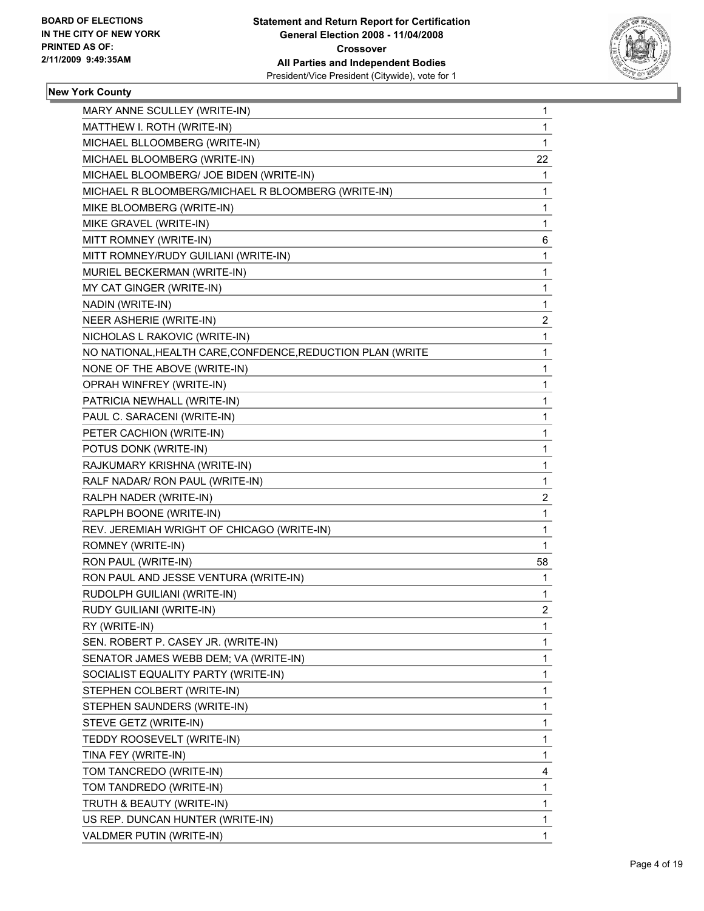**BOARD OF ELECTIONS IN THE CITY OF NEW YORK PRINTED AS OF: 2/11/2009 9:49:35AM**

**Statement and Return Report for Certification General Election 2008 - 11/04/2008 Crossover All Parties and Independent Bodies**
President/Vice President (Citywide), vote for 1

## New York County

| | |
|---|---|
| MARY ANNE SCULLEY (WRITE-IN) | 1 |
| MATTHEW I. ROTH (WRITE-IN) | 1 |
| MICHAEL BLLOOMBERG (WRITE-IN) | 1 |
| MICHAEL BLOOMBERG (WRITE-IN) | 22 |
| MICHAEL BLOOMBERG/ JOE BIDEN (WRITE-IN) | 1 |
| MICHAEL R BLOOMBERG/MICHAEL R BLOOMBERG (WRITE-IN) | 1 |
| MIKE BLOOMBERG (WRITE-IN) | 1 |
| MIKE GRAVEL (WRITE-IN) | 1 |
| MITT ROMNEY (WRITE-IN) | 6 |
| MITT ROMNEY/RUDY GUILIANI (WRITE-IN) | 1 |
| MURIEL BECKERMAN (WRITE-IN) | 1 |
| MY CAT GINGER (WRITE-IN) | 1 |
| NADIN (WRITE-IN) | 1 |
| NEER ASHERIE (WRITE-IN) | 2 |
| NICHOLAS L RAKOVIC (WRITE-IN) | 1 |
| NO NATIONAL,HEALTH CARE,CONFDENCE,REDUCTION PLAN (WRITE | 1 |
| NONE OF THE ABOVE (WRITE-IN) | 1 |
| OPRAH WINFREY (WRITE-IN) | 1 |
| PATRICIA NEWHALL (WRITE-IN) | 1 |
| PAUL C. SARACENI (WRITE-IN) | 1 |
| PETER CACHION (WRITE-IN) | 1 |
| POTUS DONK (WRITE-IN) | 1 |
| RAJKUMARY KRISHNA (WRITE-IN) | 1 |
| RALF NADAR/ RON PAUL (WRITE-IN) | 1 |
| RALPH NADER (WRITE-IN) | 2 |
| RAPLPH BOONE (WRITE-IN) | 1 |
| REV. JEREMIAH WRIGHT OF CHICAGO (WRITE-IN) | 1 |
| ROMNEY (WRITE-IN) | 1 |
| RON PAUL (WRITE-IN) | 58 |
| RON PAUL AND JESSE VENTURA (WRITE-IN) | 1 |
| RUDOLPH GUILIANI (WRITE-IN) | 1 |
| RUDY GUILIANI (WRITE-IN) | 2 |
| RY (WRITE-IN) | 1 |
| SEN. ROBERT P. CASEY JR. (WRITE-IN) | 1 |
| SENATOR JAMES WEBB DEM; VA (WRITE-IN) | 1 |
| SOCIALIST EQUALITY PARTY (WRITE-IN) | 1 |
| STEPHEN COLBERT (WRITE-IN) | 1 |
| STEPHEN SAUNDERS (WRITE-IN) | 1 |
| STEVE GETZ (WRITE-IN) | 1 |
| TEDDY ROOSEVELT (WRITE-IN) | 1 |
| TINA FEY (WRITE-IN) | 1 |
| TOM TANCREDO (WRITE-IN) | 4 |
| TOM TANDREDO (WRITE-IN) | 1 |
| TRUTH & BEAUTY (WRITE-IN) | 1 |
| US REP. DUNCAN HUNTER (WRITE-IN) | 1 |
| VALDMER PUTIN (WRITE-IN) | 1 |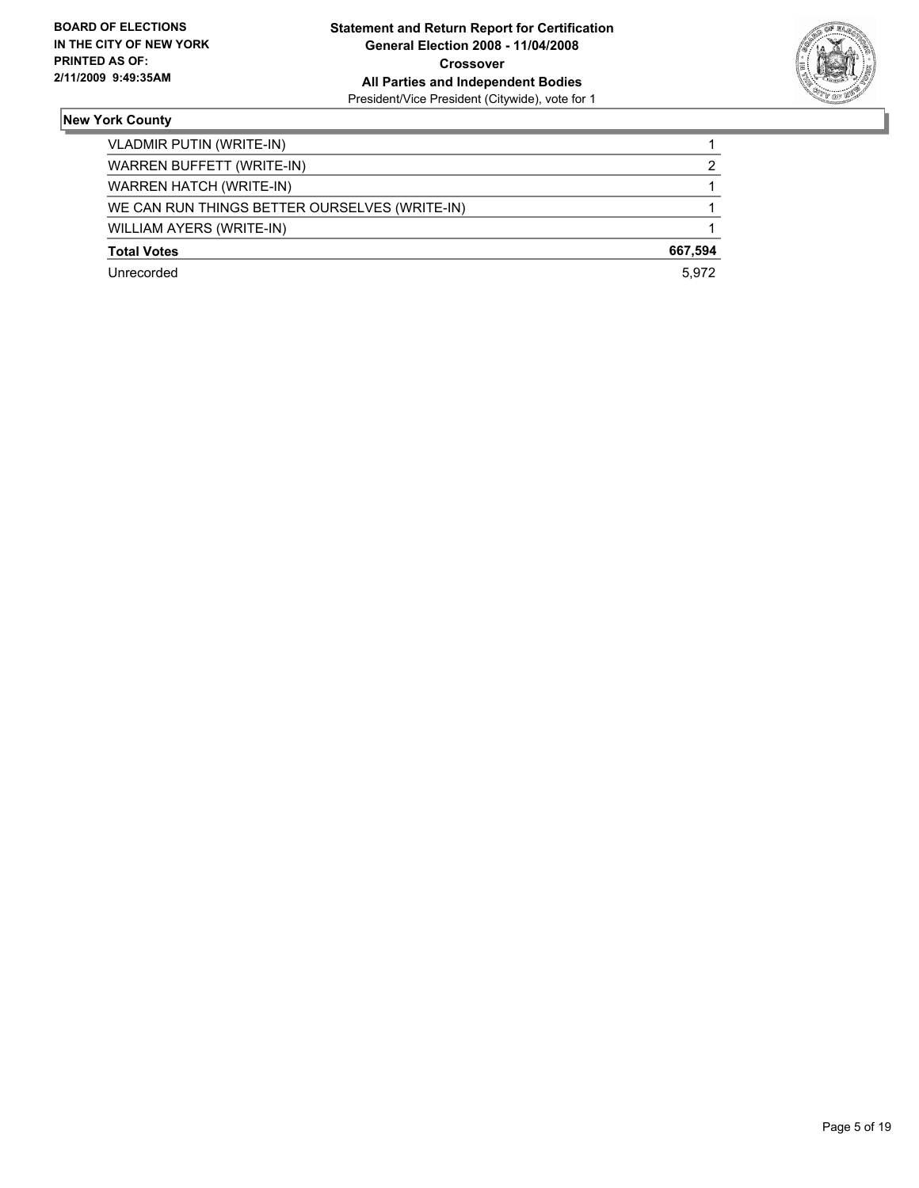**BOARD OF ELECTIONS IN THE CITY OF NEW YORK PRINTED AS OF: 2/11/2009 9:49:35AM**

**Statement and Return Report for Certification**
**General Election 2008 - 11/04/2008**
**Crossover**
**All Parties and Independent Bodies**
President/Vice President (Citywide), vote for 1

## New York County

| | |
|---|---|
| VLADMIR PUTIN (WRITE-IN) | 1 |
| WARREN BUFFETT (WRITE-IN) | 2 |
| WARREN HATCH (WRITE-IN) | 1 |
| WE CAN RUN THINGS BETTER OURSELVES (WRITE-IN) | 1 |
| WILLIAM AYERS (WRITE-IN) | 1 |
| **Total Votes** | **667,594** |
| Unrecorded | 5,972 |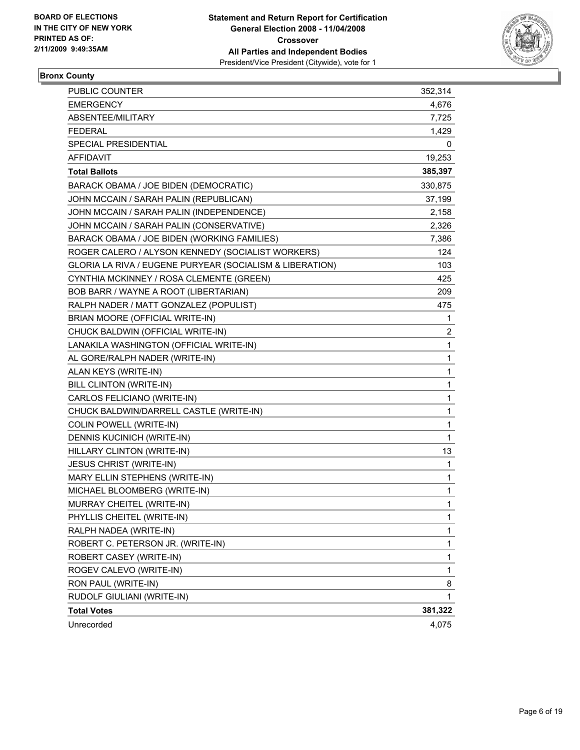BOARD OF ELECTIONS
IN THE CITY OF NEW YORK
PRINTED AS OF:
2/11/2009 9:49:35AM

**Statement and Return Report for Certification**
**General Election 2008 - 11/04/2008**
**Crossover**
**All Parties and Independent Bodies**
President/Vice President (Citywide), vote for 1

## Bronx County

| | |
|---|---|
| PUBLIC COUNTER | 352,314 |
| EMERGENCY | 4,676 |
| ABSENTEE/MILITARY | 7,725 |
| FEDERAL | 1,429 |
| SPECIAL PRESIDENTIAL | 0 |
| AFFIDAVIT | 19,253 |
| **Total Ballots** | **385,397** |
| BARACK OBAMA / JOE BIDEN (DEMOCRATIC) | 330,875 |
| JOHN MCCAIN / SARAH PALIN (REPUBLICAN) | 37,199 |
| JOHN MCCAIN / SARAH PALIN (INDEPENDENCE) | 2,158 |
| JOHN MCCAIN / SARAH PALIN (CONSERVATIVE) | 2,326 |
| BARACK OBAMA / JOE BIDEN (WORKING FAMILIES) | 7,386 |
| ROGER CALERO / ALYSON KENNEDY (SOCIALIST WORKERS) | 124 |
| GLORIA LA RIVA / EUGENE PURYEAR (SOCIALISM & LIBERATION) | 103 |
| CYNTHIA MCKINNEY / ROSA CLEMENTE (GREEN) | 425 |
| BOB BARR / WAYNE A ROOT (LIBERTARIAN) | 209 |
| RALPH NADER / MATT GONZALEZ (POPULIST) | 475 |
| BRIAN MOORE (OFFICIAL WRITE-IN) | 1 |
| CHUCK BALDWIN (OFFICIAL WRITE-IN) | 2 |
| LANAKILA WASHINGTON (OFFICIAL WRITE-IN) | 1 |
| AL GORE/RALPH NADER (WRITE-IN) | 1 |
| ALAN KEYS (WRITE-IN) | 1 |
| BILL CLINTON (WRITE-IN) | 1 |
| CARLOS FELICIANO (WRITE-IN) | 1 |
| CHUCK BALDWIN/DARRELL CASTLE (WRITE-IN) | 1 |
| COLIN POWELL (WRITE-IN) | 1 |
| DENNIS KUCINICH (WRITE-IN) | 1 |
| HILLARY CLINTON (WRITE-IN) | 13 |
| JESUS CHRIST (WRITE-IN) | 1 |
| MARY ELLIN STEPHENS (WRITE-IN) | 1 |
| MICHAEL BLOOMBERG (WRITE-IN) | 1 |
| MURRAY CHEITEL (WRITE-IN) | 1 |
| PHYLLIS CHEITEL (WRITE-IN) | 1 |
| RALPH NADEA (WRITE-IN) | 1 |
| ROBERT C. PETERSON JR. (WRITE-IN) | 1 |
| ROBERT CASEY (WRITE-IN) | 1 |
| ROGEV CALEVO (WRITE-IN) | 1 |
| RON PAUL (WRITE-IN) | 8 |
| RUDOLF GIULIANI (WRITE-IN) | 1 |
| **Total Votes** | **381,322** |
| Unrecorded | 4,075 |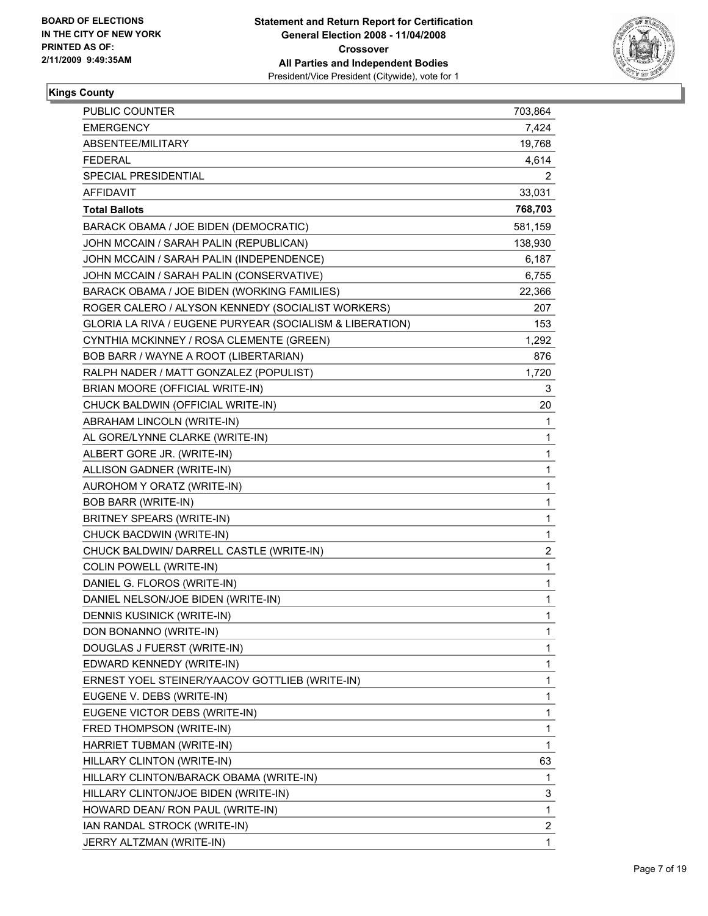**BOARD OF ELECTIONS IN THE CITY OF NEW YORK PRINTED AS OF: 2/11/2009 9:49:35AM**

# Statement and Return Report for Certification
## General Election 2008 - 11/04/2008
## Crossover
## All Parties and Independent Bodies
President/Vice President (Citywide), vote for 1

### Kings County

| | |
|---|---|
| PUBLIC COUNTER | 703,864 |
| EMERGENCY | 7,424 |
| ABSENTEE/MILITARY | 19,768 |
| FEDERAL | 4,614 |
| SPECIAL PRESIDENTIAL | 2 |
| AFFIDAVIT | 33,031 |
| **Total Ballots** | **768,703** |
| BARACK OBAMA / JOE BIDEN (DEMOCRATIC) | 581,159 |
| JOHN MCCAIN / SARAH PALIN (REPUBLICAN) | 138,930 |
| JOHN MCCAIN / SARAH PALIN (INDEPENDENCE) | 6,187 |
| JOHN MCCAIN / SARAH PALIN (CONSERVATIVE) | 6,755 |
| BARACK OBAMA / JOE BIDEN (WORKING FAMILIES) | 22,366 |
| ROGER CALERO / ALYSON KENNEDY (SOCIALIST WORKERS) | 207 |
| GLORIA LA RIVA / EUGENE PURYEAR (SOCIALISM & LIBERATION) | 153 |
| CYNTHIA MCKINNEY / ROSA CLEMENTE (GREEN) | 1,292 |
| BOB BARR / WAYNE A ROOT (LIBERTARIAN) | 876 |
| RALPH NADER / MATT GONZALEZ (POPULIST) | 1,720 |
| BRIAN MOORE (OFFICIAL WRITE-IN) | 3 |
| CHUCK BALDWIN (OFFICIAL WRITE-IN) | 20 |
| ABRAHAM LINCOLN (WRITE-IN) | 1 |
| AL GORE/LYNNE CLARKE (WRITE-IN) | 1 |
| ALBERT GORE JR. (WRITE-IN) | 1 |
| ALLISON GADNER (WRITE-IN) | 1 |
| AUROHOM Y ORATZ (WRITE-IN) | 1 |
| BOB BARR (WRITE-IN) | 1 |
| BRITNEY SPEARS (WRITE-IN) | 1 |
| CHUCK BACDWIN (WRITE-IN) | 1 |
| CHUCK BALDWIN/ DARRELL CASTLE (WRITE-IN) | 2 |
| COLIN POWELL (WRITE-IN) | 1 |
| DANIEL G. FLOROS (WRITE-IN) | 1 |
| DANIEL NELSON/JOE BIDEN (WRITE-IN) | 1 |
| DENNIS KUSINICK (WRITE-IN) | 1 |
| DON BONANNO (WRITE-IN) | 1 |
| DOUGLAS J FUERST (WRITE-IN) | 1 |
| EDWARD KENNEDY (WRITE-IN) | 1 |
| ERNEST YOEL STEINER/YAACOV GOTTLIEB (WRITE-IN) | 1 |
| EUGENE V. DEBS (WRITE-IN) | 1 |
| EUGENE VICTOR DEBS (WRITE-IN) | 1 |
| FRED THOMPSON (WRITE-IN) | 1 |
| HARRIET TUBMAN (WRITE-IN) | 1 |
| HILLARY CLINTON (WRITE-IN) | 63 |
| HILLARY CLINTON/BARACK OBAMA (WRITE-IN) | 1 |
| HILLARY CLINTON/JOE BIDEN (WRITE-IN) | 3 |
| HOWARD DEAN/ RON PAUL (WRITE-IN) | 1 |
| IAN RANDAL STROCK (WRITE-IN) | 2 |
| JERRY ALTZMAN (WRITE-IN) | 1 |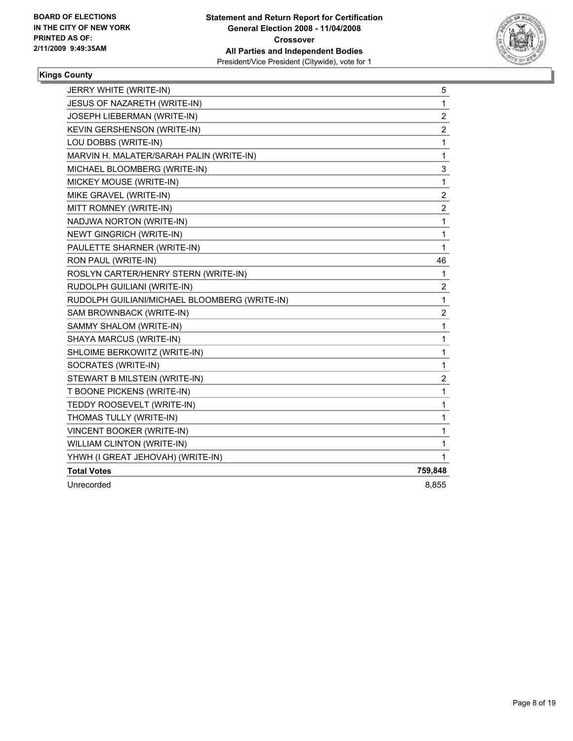**BOARD OF ELECTIONS IN THE CITY OF NEW YORK PRINTED AS OF: 2/11/2009 9:49:35AM**

**Statement and Return Report for Certification General Election 2008 - 11/04/2008 Crossover All Parties and Independent Bodies**
President/Vice President (Citywide), vote for 1

**Kings County**

| | |
|---|---|
| JERRY WHITE (WRITE-IN) | 5 |
| JESUS OF NAZARETH (WRITE-IN) | 1 |
| JOSEPH LIEBERMAN (WRITE-IN) | 2 |
| KEVIN GERSHENSON (WRITE-IN) | 2 |
| LOU DOBBS (WRITE-IN) | 1 |
| MARVIN H. MALATER/SARAH PALIN (WRITE-IN) | 1 |
| MICHAEL BLOOMBERG (WRITE-IN) | 3 |
| MICKEY MOUSE (WRITE-IN) | 1 |
| MIKE GRAVEL (WRITE-IN) | 2 |
| MITT ROMNEY (WRITE-IN) | 2 |
| NADJWA NORTON (WRITE-IN) | 1 |
| NEWT GINGRICH (WRITE-IN) | 1 |
| PAULETTE SHARNER (WRITE-IN) | 1 |
| RON PAUL (WRITE-IN) | 46 |
| ROSLYN CARTER/HENRY STERN (WRITE-IN) | 1 |
| RUDOLPH GUILIANI (WRITE-IN) | 2 |
| RUDOLPH GUILIANI/MICHAEL BLOOMBERG (WRITE-IN) | 1 |
| SAM BROWNBACK (WRITE-IN) | 2 |
| SAMMY SHALOM (WRITE-IN) | 1 |
| SHAYA MARCUS (WRITE-IN) | 1 |
| SHLOIME BERKOWITZ (WRITE-IN) | 1 |
| SOCRATES (WRITE-IN) | 1 |
| STEWART B MILSTEIN (WRITE-IN) | 2 |
| T BOONE PICKENS (WRITE-IN) | 1 |
| TEDDY ROOSEVELT (WRITE-IN) | 1 |
| THOMAS TULLY (WRITE-IN) | 1 |
| VINCENT BOOKER (WRITE-IN) | 1 |
| WILLIAM CLINTON (WRITE-IN) | 1 |
| YHWH (I GREAT JEHOVAH) (WRITE-IN) | 1 |
| **Total Votes** | **759,848** |
| Unrecorded | 8,855 |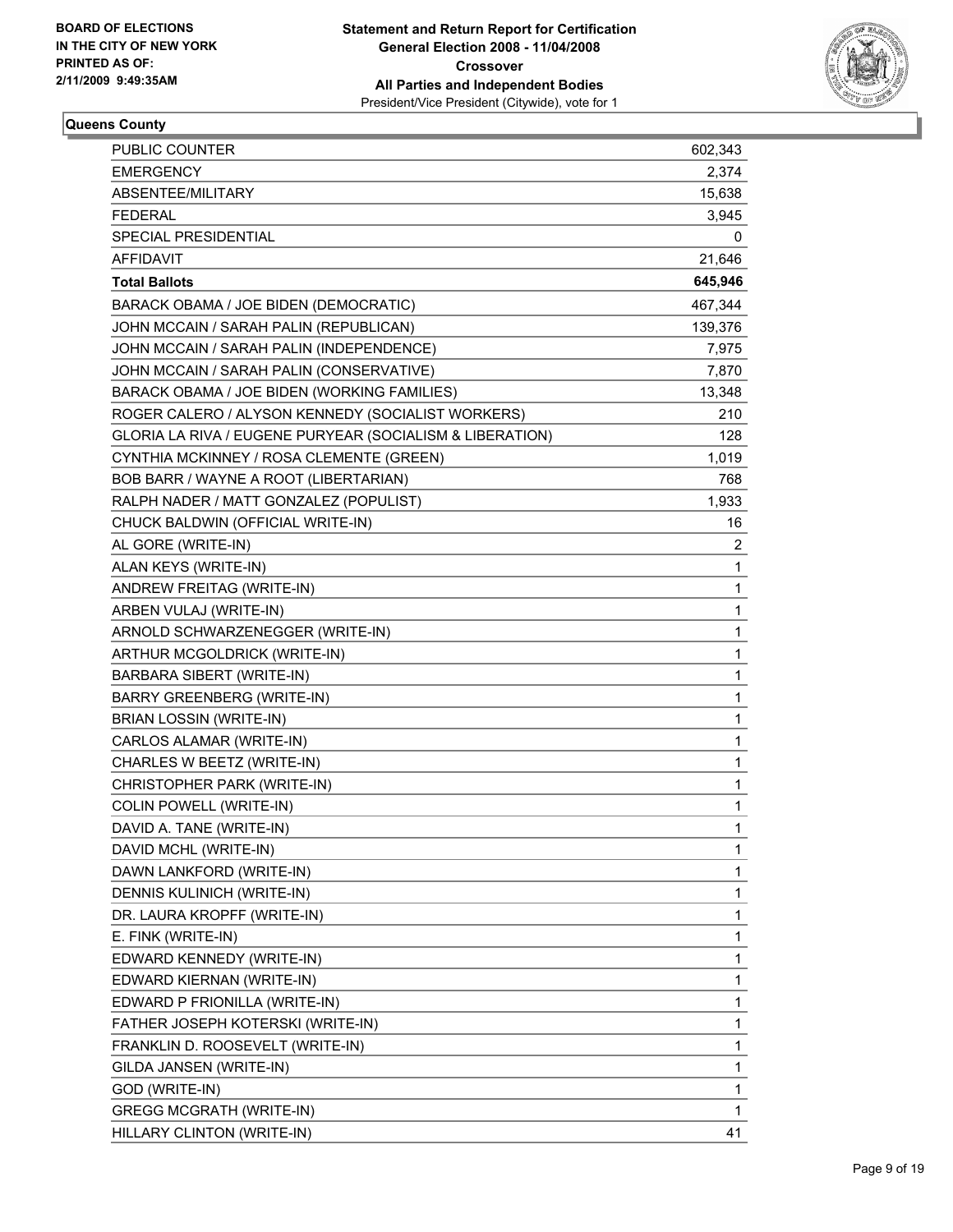BOARD OF ELECTIONS
IN THE CITY OF NEW YORK
PRINTED AS OF:
2/11/2009 9:49:35AM

**Statement and Return Report for Certification**
**General Election 2008 - 11/04/2008**
**Crossover**
**All Parties and Independent Bodies**
President/Vice President (Citywide), vote for 1

**Queens County**

| | |
|---|---|
| PUBLIC COUNTER | 602,343 |
| EMERGENCY | 2,374 |
| ABSENTEE/MILITARY | 15,638 |
| FEDERAL | 3,945 |
| SPECIAL PRESIDENTIAL | 0 |
| AFFIDAVIT | 21,646 |
| **Total Ballots** | **645,946** |
| BARACK OBAMA / JOE BIDEN (DEMOCRATIC) | 467,344 |
| JOHN MCCAIN / SARAH PALIN (REPUBLICAN) | 139,376 |
| JOHN MCCAIN / SARAH PALIN (INDEPENDENCE) | 7,975 |
| JOHN MCCAIN / SARAH PALIN (CONSERVATIVE) | 7,870 |
| BARACK OBAMA / JOE BIDEN (WORKING FAMILIES) | 13,348 |
| ROGER CALERO / ALYSON KENNEDY (SOCIALIST WORKERS) | 210 |
| GLORIA LA RIVA / EUGENE PURYEAR (SOCIALISM & LIBERATION) | 128 |
| CYNTHIA MCKINNEY / ROSA CLEMENTE (GREEN) | 1,019 |
| BOB BARR / WAYNE A ROOT (LIBERTARIAN) | 768 |
| RALPH NADER / MATT GONZALEZ (POPULIST) | 1,933 |
| CHUCK BALDWIN (OFFICIAL WRITE-IN) | 16 |
| AL GORE (WRITE-IN) | 2 |
| ALAN KEYS (WRITE-IN) | 1 |
| ANDREW FREITAG (WRITE-IN) | 1 |
| ARBEN VULAJ (WRITE-IN) | 1 |
| ARNOLD SCHWARZENEGGER (WRITE-IN) | 1 |
| ARTHUR MCGOLDRICK (WRITE-IN) | 1 |
| BARBARA SIBERT (WRITE-IN) | 1 |
| BARRY GREENBERG (WRITE-IN) | 1 |
| BRIAN LOSSIN (WRITE-IN) | 1 |
| CARLOS ALAMAR (WRITE-IN) | 1 |
| CHARLES W BEETZ (WRITE-IN) | 1 |
| CHRISTOPHER PARK (WRITE-IN) | 1 |
| COLIN POWELL (WRITE-IN) | 1 |
| DAVID A. TANE (WRITE-IN) | 1 |
| DAVID MCHL (WRITE-IN) | 1 |
| DAWN LANKFORD (WRITE-IN) | 1 |
| DENNIS KULINICH (WRITE-IN) | 1 |
| DR. LAURA KROPFF (WRITE-IN) | 1 |
| E. FINK (WRITE-IN) | 1 |
| EDWARD KENNEDY (WRITE-IN) | 1 |
| EDWARD KIERNAN (WRITE-IN) | 1 |
| EDWARD P FRIONILLA (WRITE-IN) | 1 |
| FATHER JOSEPH KOTERSKI (WRITE-IN) | 1 |
| FRANKLIN D. ROOSEVELT (WRITE-IN) | 1 |
| GILDA JANSEN (WRITE-IN) | 1 |
| GOD (WRITE-IN) | 1 |
| GREGG MCGRATH (WRITE-IN) | 1 |
| HILLARY CLINTON (WRITE-IN) | 41 |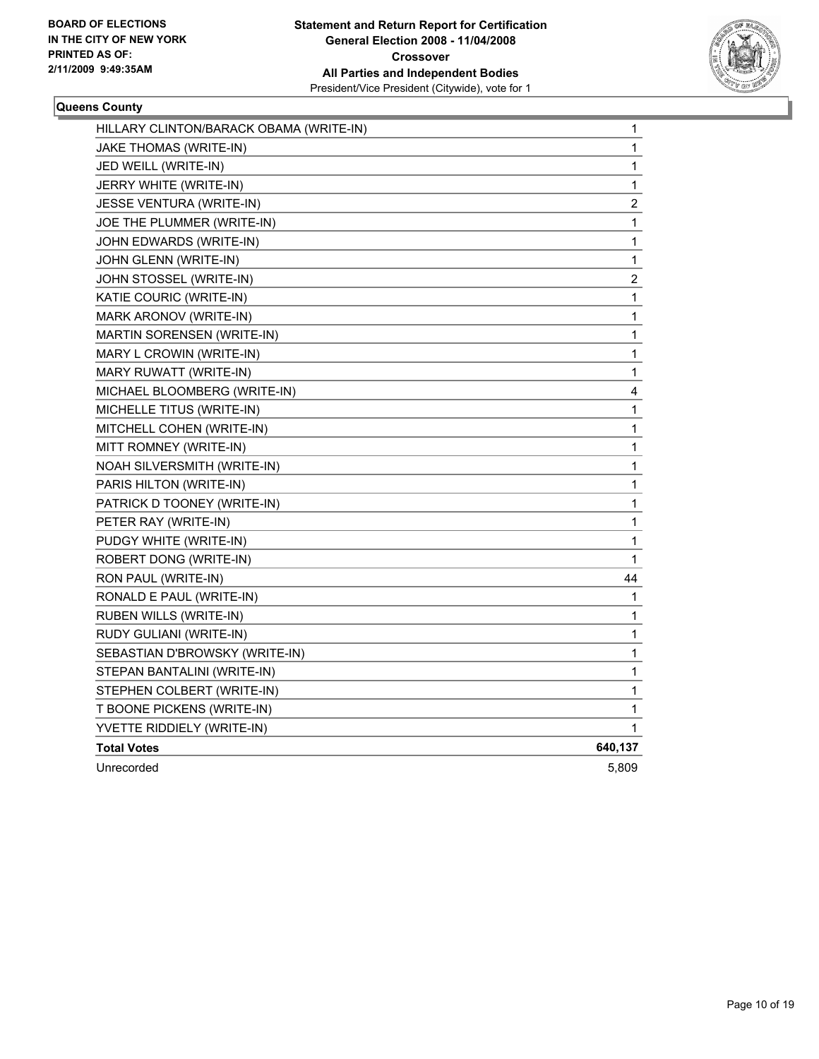**BOARD OF ELECTIONS**
**IN THE CITY OF NEW YORK**
**PRINTED AS OF:**
**2/11/2009 9:49:35AM**

**Statement and Return Report for Certification**
**General Election 2008 - 11/04/2008**
**Crossover**
**All Parties and Independent Bodies**
President/Vice President (Citywide), vote for 1

### Queens County

| | |
|---|---|
| HILLARY CLINTON/BARACK OBAMA (WRITE-IN) | 1 |
| JAKE THOMAS (WRITE-IN) | 1 |
| JED WEILL (WRITE-IN) | 1 |
| JERRY WHITE (WRITE-IN) | 1 |
| JESSE VENTURA (WRITE-IN) | 2 |
| JOE THE PLUMMER (WRITE-IN) | 1 |
| JOHN EDWARDS (WRITE-IN) | 1 |
| JOHN GLENN (WRITE-IN) | 1 |
| JOHN STOSSEL (WRITE-IN) | 2 |
| KATIE COURIC (WRITE-IN) | 1 |
| MARK ARONOV (WRITE-IN) | 1 |
| MARTIN SORENSEN (WRITE-IN) | 1 |
| MARY L CROWIN (WRITE-IN) | 1 |
| MARY RUWATT (WRITE-IN) | 1 |
| MICHAEL BLOOMBERG (WRITE-IN) | 4 |
| MICHELLE TITUS (WRITE-IN) | 1 |
| MITCHELL COHEN (WRITE-IN) | 1 |
| MITT ROMNEY (WRITE-IN) | 1 |
| NOAH SILVERSMITH (WRITE-IN) | 1 |
| PARIS HILTON (WRITE-IN) | 1 |
| PATRICK D TOONEY (WRITE-IN) | 1 |
| PETER RAY (WRITE-IN) | 1 |
| PUDGY WHITE (WRITE-IN) | 1 |
| ROBERT DONG (WRITE-IN) | 1 |
| RON PAUL (WRITE-IN) | 44 |
| RONALD E PAUL (WRITE-IN) | 1 |
| RUBEN WILLS (WRITE-IN) | 1 |
| RUDY GULIANI (WRITE-IN) | 1 |
| SEBASTIAN D'BROWSKY (WRITE-IN) | 1 |
| STEPAN BANTALINI (WRITE-IN) | 1 |
| STEPHEN COLBERT (WRITE-IN) | 1 |
| T BOONE PICKENS (WRITE-IN) | 1 |
| YVETTE RIDDIELY (WRITE-IN) | 1 |
| **Total Votes** | **640,137** |
| Unrecorded | 5,809 |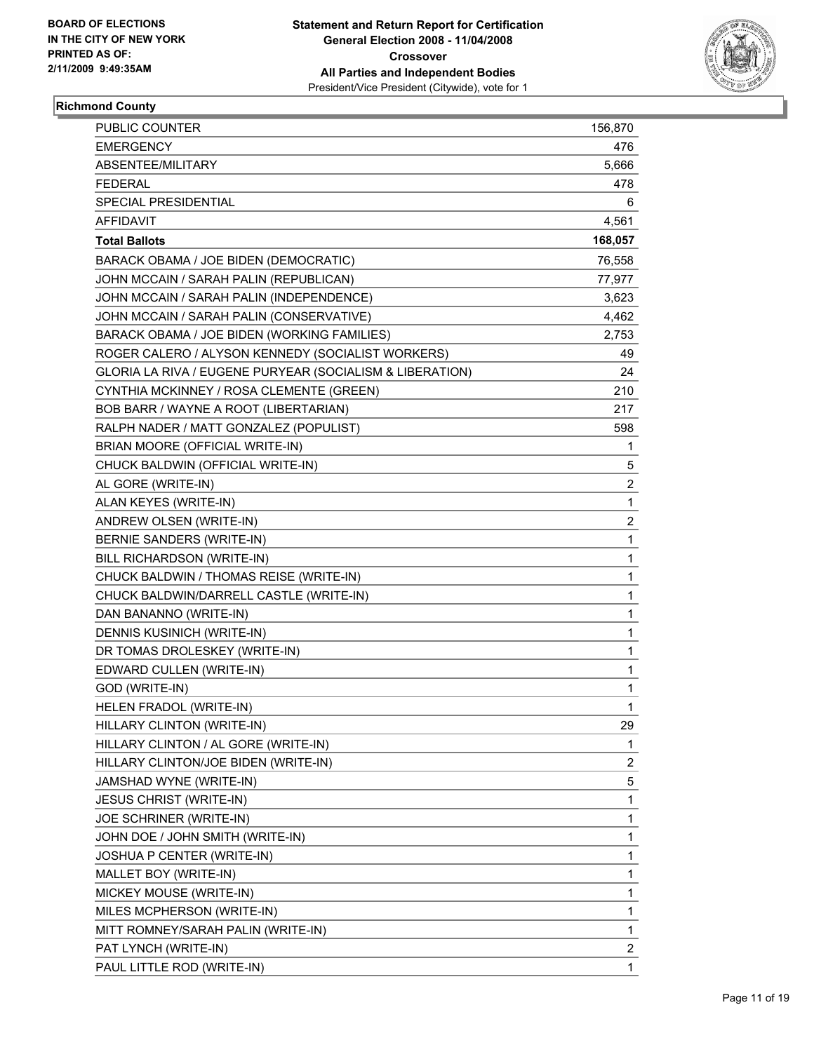BOARD OF ELECTIONS
IN THE CITY OF NEW YORK
PRINTED AS OF:
2/11/2009 9:49:35AM

**Statement and Return Report for Certification**
**General Election 2008 - 11/04/2008**
**Crossover**
**All Parties and Independent Bodies**
President/Vice President (Citywide), vote for 1

## Richmond County

| | |
|---|---|
| PUBLIC COUNTER | 156,870 |
| EMERGENCY | 476 |
| ABSENTEE/MILITARY | 5,666 |
| FEDERAL | 478 |
| SPECIAL PRESIDENTIAL | 6 |
| AFFIDAVIT | 4,561 |
| **Total Ballots** | **168,057** |
| BARACK OBAMA / JOE BIDEN (DEMOCRATIC) | 76,558 |
| JOHN MCCAIN / SARAH PALIN (REPUBLICAN) | 77,977 |
| JOHN MCCAIN / SARAH PALIN (INDEPENDENCE) | 3,623 |
| JOHN MCCAIN / SARAH PALIN (CONSERVATIVE) | 4,462 |
| BARACK OBAMA / JOE BIDEN (WORKING FAMILIES) | 2,753 |
| ROGER CALERO / ALYSON KENNEDY (SOCIALIST WORKERS) | 49 |
| GLORIA LA RIVA / EUGENE PURYEAR (SOCIALISM & LIBERATION) | 24 |
| CYNTHIA MCKINNEY / ROSA CLEMENTE (GREEN) | 210 |
| BOB BARR / WAYNE A ROOT (LIBERTARIAN) | 217 |
| RALPH NADER / MATT GONZALEZ (POPULIST) | 598 |
| BRIAN MOORE (OFFICIAL WRITE-IN) | 1 |
| CHUCK BALDWIN (OFFICIAL WRITE-IN) | 5 |
| AL GORE (WRITE-IN) | 2 |
| ALAN KEYES (WRITE-IN) | 1 |
| ANDREW OLSEN (WRITE-IN) | 2 |
| BERNIE SANDERS (WRITE-IN) | 1 |
| BILL RICHARDSON (WRITE-IN) | 1 |
| CHUCK BALDWIN / THOMAS REISE (WRITE-IN) | 1 |
| CHUCK BALDWIN/DARRELL CASTLE (WRITE-IN) | 1 |
| DAN BANANNO (WRITE-IN) | 1 |
| DENNIS KUSINICH (WRITE-IN) | 1 |
| DR TOMAS DROLESKEY (WRITE-IN) | 1 |
| EDWARD CULLEN (WRITE-IN) | 1 |
| GOD (WRITE-IN) | 1 |
| HELEN FRADOL (WRITE-IN) | 1 |
| HILLARY CLINTON (WRITE-IN) | 29 |
| HILLARY CLINTON / AL GORE (WRITE-IN) | 1 |
| HILLARY CLINTON/JOE BIDEN (WRITE-IN) | 2 |
| JAMSHAD WYNE (WRITE-IN) | 5 |
| JESUS CHRIST (WRITE-IN) | 1 |
| JOE SCHRINER (WRITE-IN) | 1 |
| JOHN DOE / JOHN SMITH (WRITE-IN) | 1 |
| JOSHUA P CENTER (WRITE-IN) | 1 |
| MALLET BOY (WRITE-IN) | 1 |
| MICKEY MOUSE (WRITE-IN) | 1 |
| MILES MCPHERSON (WRITE-IN) | 1 |
| MITT ROMNEY/SARAH PALIN (WRITE-IN) | 1 |
| PAT LYNCH (WRITE-IN) | 2 |
| PAUL LITTLE ROD (WRITE-IN) | 1 |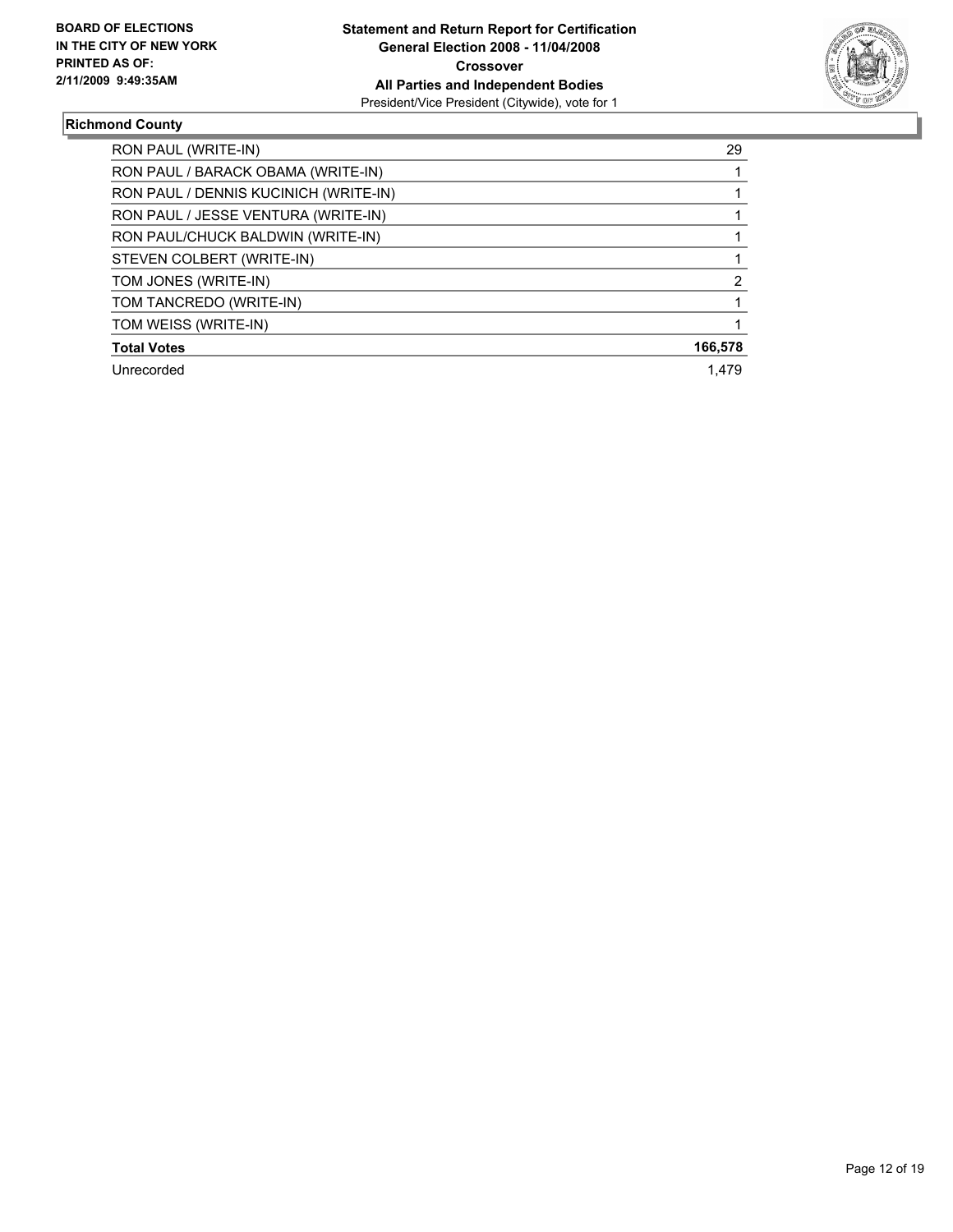**BOARD OF ELECTIONS IN THE CITY OF NEW YORK PRINTED AS OF: 2/11/2009 9:49:35AM**

**Statement and Return Report for Certification**
**General Election 2008 - 11/04/2008**
**Crossover**
**All Parties and Independent Bodies**
President/Vice President (Citywide), vote for 1

### Richmond County

| | |
|---|---|
| RON PAUL (WRITE-IN) | 29 |
| RON PAUL / BARACK OBAMA (WRITE-IN) | 1 |
| RON PAUL / DENNIS KUCINICH (WRITE-IN) | 1 |
| RON PAUL / JESSE VENTURA (WRITE-IN) | 1 |
| RON PAUL/CHUCK BALDWIN (WRITE-IN) | 1 |
| STEVEN COLBERT (WRITE-IN) | 1 |
| TOM JONES (WRITE-IN) | 2 |
| TOM TANCREDO (WRITE-IN) | 1 |
| TOM WEISS (WRITE-IN) | 1 |
| **Total Votes** | **166,578** |
| Unrecorded | 1,479 |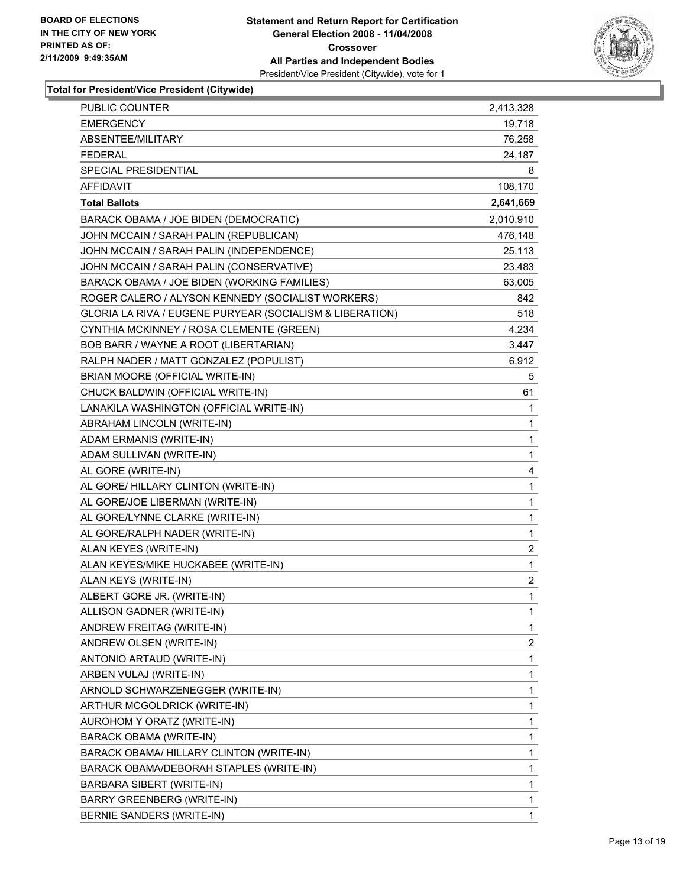BOARD OF ELECTIONS
IN THE CITY OF NEW YORK
PRINTED AS OF:
2/11/2009 9:49:35AM

**Statement and Return Report for Certification**
**General Election 2008 - 11/04/2008**
**Crossover**
**All Parties and Independent Bodies**
President/Vice President (Citywide), vote for 1

**Total for President/Vice President (Citywide)**

| | |
|---|---|
| PUBLIC COUNTER | 2,413,328 |
| EMERGENCY | 19,718 |
| ABSENTEE/MILITARY | 76,258 |
| FEDERAL | 24,187 |
| SPECIAL PRESIDENTIAL | 8 |
| AFFIDAVIT | 108,170 |
| **Total Ballots** | **2,641,669** |
| BARACK OBAMA / JOE BIDEN (DEMOCRATIC) | 2,010,910 |
| JOHN MCCAIN / SARAH PALIN (REPUBLICAN) | 476,148 |
| JOHN MCCAIN / SARAH PALIN (INDEPENDENCE) | 25,113 |
| JOHN MCCAIN / SARAH PALIN (CONSERVATIVE) | 23,483 |
| BARACK OBAMA / JOE BIDEN (WORKING FAMILIES) | 63,005 |
| ROGER CALERO / ALYSON KENNEDY (SOCIALIST WORKERS) | 842 |
| GLORIA LA RIVA / EUGENE PURYEAR (SOCIALISM & LIBERATION) | 518 |
| CYNTHIA MCKINNEY / ROSA CLEMENTE (GREEN) | 4,234 |
| BOB BARR / WAYNE A ROOT (LIBERTARIAN) | 3,447 |
| RALPH NADER / MATT GONZALEZ (POPULIST) | 6,912 |
| BRIAN MOORE (OFFICIAL WRITE-IN) | 5 |
| CHUCK BALDWIN (OFFICIAL WRITE-IN) | 61 |
| LANAKILA WASHINGTON (OFFICIAL WRITE-IN) | 1 |
| ABRAHAM LINCOLN (WRITE-IN) | 1 |
| ADAM ERMANIS (WRITE-IN) | 1 |
| ADAM SULLIVAN (WRITE-IN) | 1 |
| AL GORE (WRITE-IN) | 4 |
| AL GORE/ HILLARY CLINTON (WRITE-IN) | 1 |
| AL GORE/JOE LIBERMAN (WRITE-IN) | 1 |
| AL GORE/LYNNE CLARKE (WRITE-IN) | 1 |
| AL GORE/RALPH NADER (WRITE-IN) | 1 |
| ALAN KEYES (WRITE-IN) | 2 |
| ALAN KEYES/MIKE HUCKABEE (WRITE-IN) | 1 |
| ALAN KEYS (WRITE-IN) | 2 |
| ALBERT GORE JR. (WRITE-IN) | 1 |
| ALLISON GADNER (WRITE-IN) | 1 |
| ANDREW FREITAG (WRITE-IN) | 1 |
| ANDREW OLSEN (WRITE-IN) | 2 |
| ANTONIO ARTAUD (WRITE-IN) | 1 |
| ARBEN VULAJ (WRITE-IN) | 1 |
| ARNOLD SCHWARZENEGGER (WRITE-IN) | 1 |
| ARTHUR MCGOLDRICK (WRITE-IN) | 1 |
| AUROHOM Y ORATZ (WRITE-IN) | 1 |
| BARACK OBAMA (WRITE-IN) | 1 |
| BARACK OBAMA/ HILLARY CLINTON (WRITE-IN) | 1 |
| BARACK OBAMA/DEBORAH STAPLES (WRITE-IN) | 1 |
| BARBARA SIBERT (WRITE-IN) | 1 |
| BARRY GREENBERG (WRITE-IN) | 1 |
| BERNIE SANDERS (WRITE-IN) | 1 |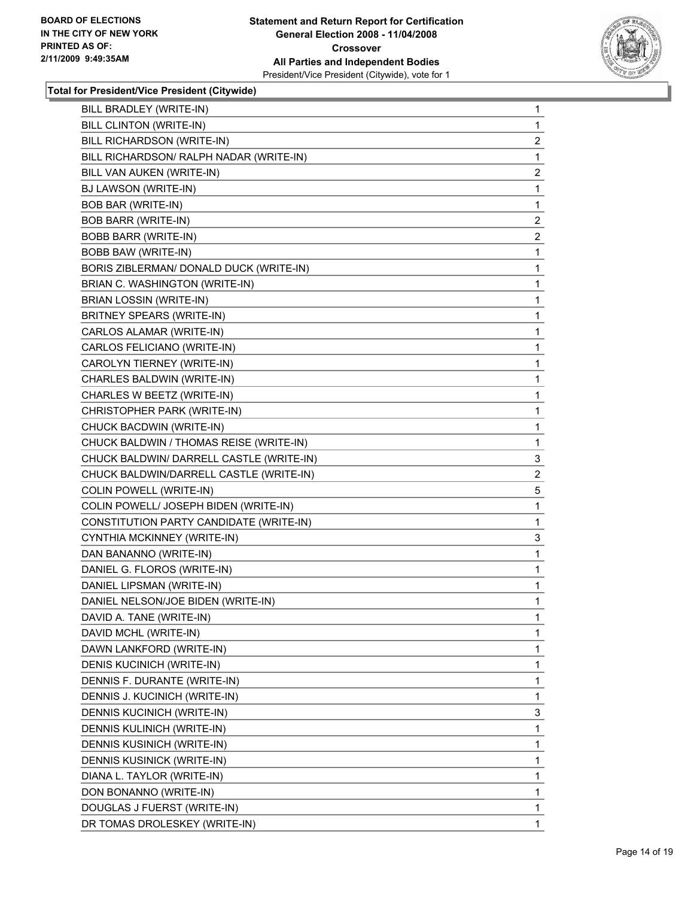**Total for President/Vice President (Citywide)**

| Candidate | Votes |
|---|---|
| BILL BRADLEY (WRITE-IN) | 1 |
| BILL CLINTON (WRITE-IN) | 1 |
| BILL RICHARDSON (WRITE-IN) | 2 |
| BILL RICHARDSON/ RALPH NADAR (WRITE-IN) | 1 |
| BILL VAN AUKEN (WRITE-IN) | 2 |
| BJ LAWSON (WRITE-IN) | 1 |
| BOB BAR (WRITE-IN) | 1 |
| BOB BARR (WRITE-IN) | 2 |
| BOBB BARR (WRITE-IN) | 2 |
| BOBB BAW (WRITE-IN) | 1 |
| BORIS ZIBLERMAN/ DONALD DUCK (WRITE-IN) | 1 |
| BRIAN C. WASHINGTON (WRITE-IN) | 1 |
| BRIAN LOSSIN (WRITE-IN) | 1 |
| BRITNEY SPEARS (WRITE-IN) | 1 |
| CARLOS ALAMAR (WRITE-IN) | 1 |
| CARLOS FELICIANO (WRITE-IN) | 1 |
| CAROLYN TIERNEY (WRITE-IN) | 1 |
| CHARLES BALDWIN (WRITE-IN) | 1 |
| CHARLES W BEETZ (WRITE-IN) | 1 |
| CHRISTOPHER PARK (WRITE-IN) | 1 |
| CHUCK BACDWIN (WRITE-IN) | 1 |
| CHUCK BALDWIN / THOMAS REISE (WRITE-IN) | 1 |
| CHUCK BALDWIN/ DARRELL CASTLE (WRITE-IN) | 3 |
| CHUCK BALDWIN/DARRELL CASTLE (WRITE-IN) | 2 |
| COLIN POWELL (WRITE-IN) | 5 |
| COLIN POWELL/ JOSEPH BIDEN (WRITE-IN) | 1 |
| CONSTITUTION PARTY CANDIDATE (WRITE-IN) | 1 |
| CYNTHIA MCKINNEY (WRITE-IN) | 3 |
| DAN BANANNO (WRITE-IN) | 1 |
| DANIEL G. FLOROS (WRITE-IN) | 1 |
| DANIEL LIPSMAN (WRITE-IN) | 1 |
| DANIEL NELSON/JOE BIDEN (WRITE-IN) | 1 |
| DAVID A. TANE (WRITE-IN) | 1 |
| DAVID MCHL (WRITE-IN) | 1 |
| DAWN LANKFORD (WRITE-IN) | 1 |
| DENIS KUCINICH (WRITE-IN) | 1 |
| DENNIS F. DURANTE (WRITE-IN) | 1 |
| DENNIS J. KUCINICH (WRITE-IN) | 1 |
| DENNIS KUCINICH (WRITE-IN) | 3 |
| DENNIS KULINICH (WRITE-IN) | 1 |
| DENNIS KUSINICH (WRITE-IN) | 1 |
| DENNIS KUSINICK (WRITE-IN) | 1 |
| DIANA L. TAYLOR (WRITE-IN) | 1 |
| DON BONANNO (WRITE-IN) | 1 |
| DOUGLAS J FUERST (WRITE-IN) | 1 |
| DR TOMAS DROLESKEY (WRITE-IN) | 1 |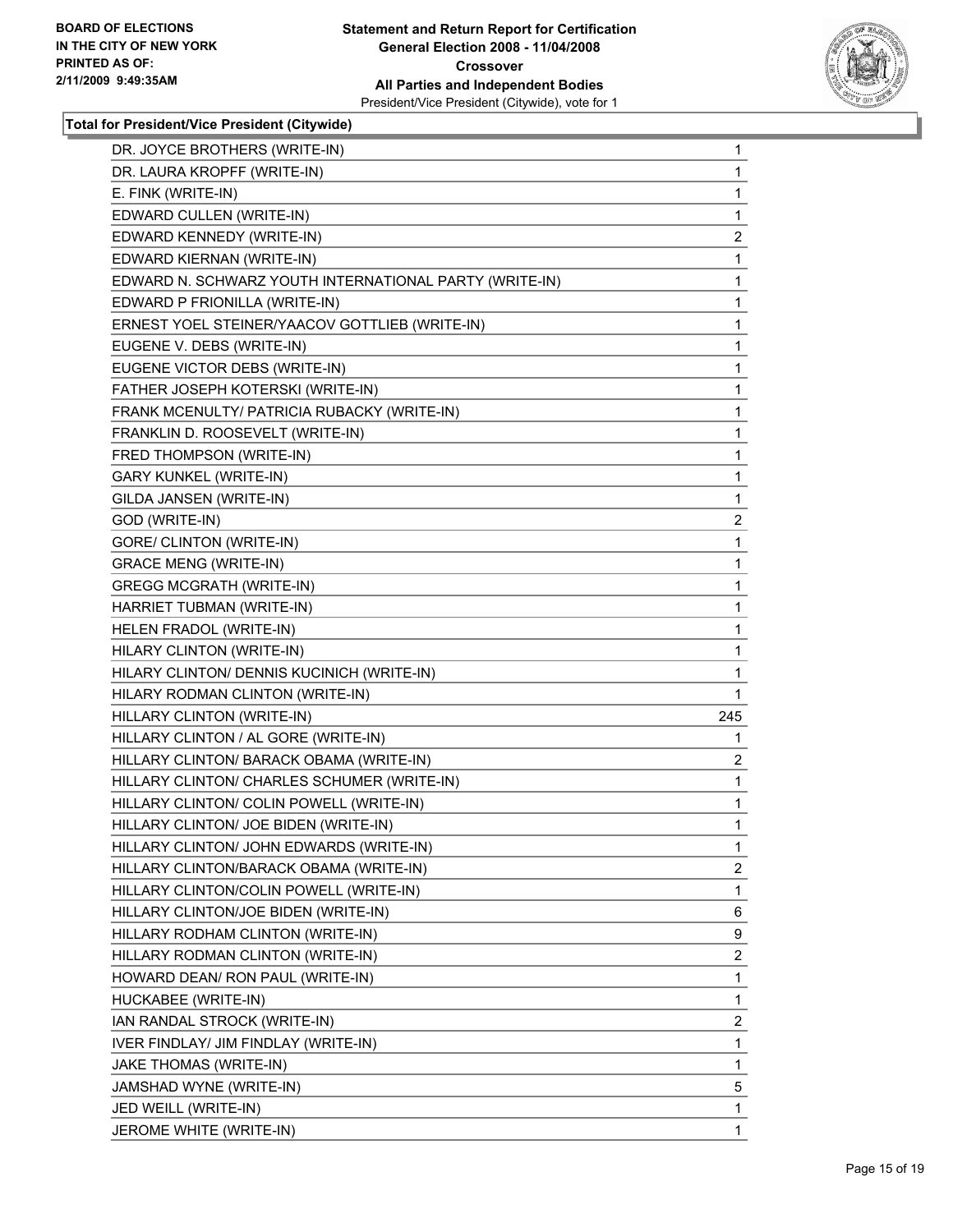**Total for President/Vice President (Citywide)**

| Candidate | Votes |
|---|---|
| DR. JOYCE BROTHERS (WRITE-IN) | 1 |
| DR. LAURA KROPFF (WRITE-IN) | 1 |
| E. FINK (WRITE-IN) | 1 |
| EDWARD CULLEN (WRITE-IN) | 1 |
| EDWARD KENNEDY (WRITE-IN) | 2 |
| EDWARD KIERNAN (WRITE-IN) | 1 |
| EDWARD N. SCHWARZ YOUTH INTERNATIONAL PARTY (WRITE-IN) | 1 |
| EDWARD P FRIONILLA (WRITE-IN) | 1 |
| ERNEST YOEL STEINER/YAACOV GOTTLIEB (WRITE-IN) | 1 |
| EUGENE V. DEBS (WRITE-IN) | 1 |
| EUGENE VICTOR DEBS (WRITE-IN) | 1 |
| FATHER JOSEPH KOTERSKI (WRITE-IN) | 1 |
| FRANK MCENULTY/ PATRICIA RUBACKY (WRITE-IN) | 1 |
| FRANKLIN D. ROOSEVELT (WRITE-IN) | 1 |
| FRED THOMPSON (WRITE-IN) | 1 |
| GARY KUNKEL (WRITE-IN) | 1 |
| GILDA JANSEN (WRITE-IN) | 1 |
| GOD (WRITE-IN) | 2 |
| GORE/ CLINTON (WRITE-IN) | 1 |
| GRACE MENG (WRITE-IN) | 1 |
| GREGG MCGRATH (WRITE-IN) | 1 |
| HARRIET TUBMAN (WRITE-IN) | 1 |
| HELEN FRADOL (WRITE-IN) | 1 |
| HILARY CLINTON (WRITE-IN) | 1 |
| HILARY CLINTON/ DENNIS KUCINICH (WRITE-IN) | 1 |
| HILARY RODMAN CLINTON (WRITE-IN) | 1 |
| HILLARY CLINTON (WRITE-IN) | 245 |
| HILLARY CLINTON / AL GORE (WRITE-IN) | 1 |
| HILLARY CLINTON/ BARACK OBAMA (WRITE-IN) | 2 |
| HILLARY CLINTON/ CHARLES SCHUMER (WRITE-IN) | 1 |
| HILLARY CLINTON/ COLIN POWELL (WRITE-IN) | 1 |
| HILLARY CLINTON/ JOE BIDEN (WRITE-IN) | 1 |
| HILLARY CLINTON/ JOHN EDWARDS (WRITE-IN) | 1 |
| HILLARY CLINTON/BARACK OBAMA (WRITE-IN) | 2 |
| HILLARY CLINTON/COLIN POWELL (WRITE-IN) | 1 |
| HILLARY CLINTON/JOE BIDEN (WRITE-IN) | 6 |
| HILLARY RODHAM CLINTON (WRITE-IN) | 9 |
| HILLARY RODMAN CLINTON (WRITE-IN) | 2 |
| HOWARD DEAN/ RON PAUL (WRITE-IN) | 1 |
| HUCKABEE (WRITE-IN) | 1 |
| IAN RANDAL STROCK (WRITE-IN) | 2 |
| IVER FINDLAY/ JIM FINDLAY (WRITE-IN) | 1 |
| JAKE THOMAS (WRITE-IN) | 1 |
| JAMSHAD WYNE (WRITE-IN) | 5 |
| JED WEILL (WRITE-IN) | 1 |
| JEROME WHITE (WRITE-IN) | 1 |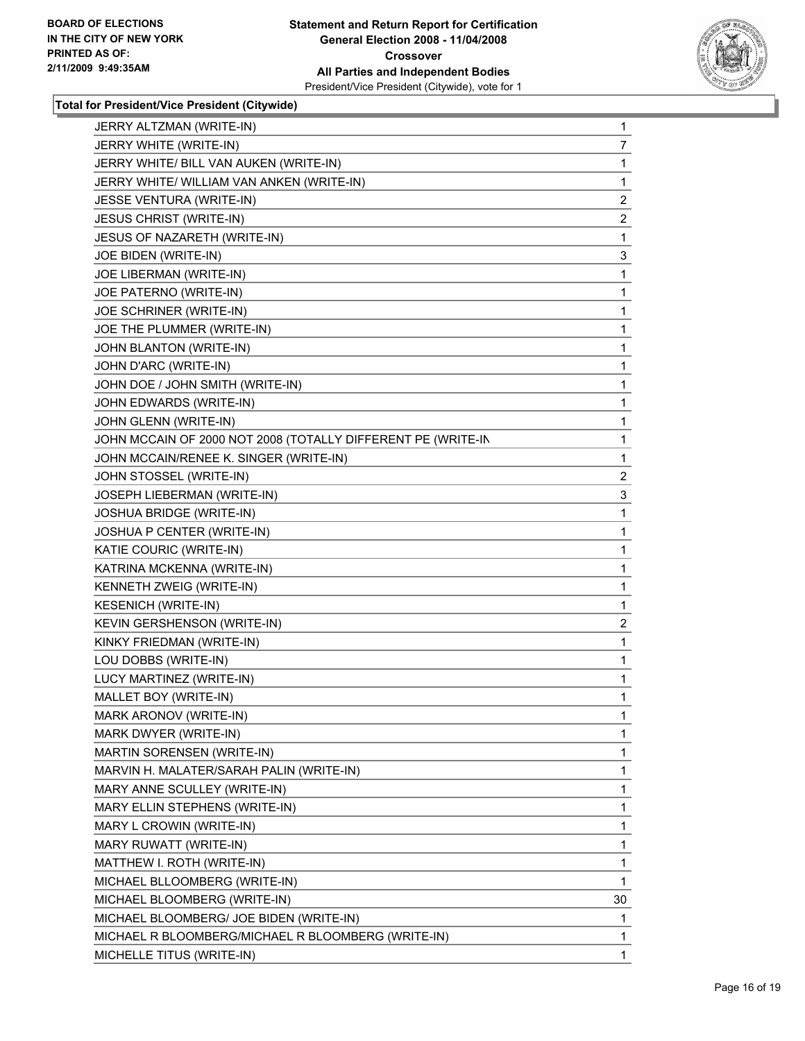**BOARD OF ELECTIONS IN THE CITY OF NEW YORK PRINTED AS OF: 2/11/2009 9:49:35AM**

**Statement and Return Report for Certification General Election 2008 - 11/04/2008 Crossover All Parties and Independent Bodies**

President/Vice President (Citywide), vote for 1

**Total for President/Vice President (Citywide)**

| | |
|---|---|
| JERRY ALTZMAN (WRITE-IN) | 1 |
| JERRY WHITE (WRITE-IN) | 7 |
| JERRY WHITE/ BILL VAN AUKEN (WRITE-IN) | 1 |
| JERRY WHITE/ WILLIAM VAN ANKEN (WRITE-IN) | 1 |
| JESSE VENTURA (WRITE-IN) | 2 |
| JESUS CHRIST (WRITE-IN) | 2 |
| JESUS OF NAZARETH (WRITE-IN) | 1 |
| JOE BIDEN (WRITE-IN) | 3 |
| JOE LIBERMAN (WRITE-IN) | 1 |
| JOE PATERNO (WRITE-IN) | 1 |
| JOE SCHRINER (WRITE-IN) | 1 |
| JOE THE PLUMMER (WRITE-IN) | 1 |
| JOHN BLANTON (WRITE-IN) | 1 |
| JOHN D'ARC (WRITE-IN) | 1 |
| JOHN DOE / JOHN SMITH (WRITE-IN) | 1 |
| JOHN EDWARDS (WRITE-IN) | 1 |
| JOHN GLENN (WRITE-IN) | 1 |
| JOHN MCCAIN OF 2000 NOT 2008 (TOTALLY DIFFERENT PE (WRITE-IN | 1 |
| JOHN MCCAIN/RENEE K. SINGER (WRITE-IN) | 1 |
| JOHN STOSSEL (WRITE-IN) | 2 |
| JOSEPH LIEBERMAN (WRITE-IN) | 3 |
| JOSHUA BRIDGE (WRITE-IN) | 1 |
| JOSHUA P CENTER (WRITE-IN) | 1 |
| KATIE COURIC (WRITE-IN) | 1 |
| KATRINA MCKENNA (WRITE-IN) | 1 |
| KENNETH ZWEIG (WRITE-IN) | 1 |
| KESENICH (WRITE-IN) | 1 |
| KEVIN GERSHENSON (WRITE-IN) | 2 |
| KINKY FRIEDMAN (WRITE-IN) | 1 |
| LOU DOBBS (WRITE-IN) | 1 |
| LUCY MARTINEZ (WRITE-IN) | 1 |
| MALLET BOY (WRITE-IN) | 1 |
| MARK ARONOV (WRITE-IN) | 1 |
| MARK DWYER (WRITE-IN) | 1 |
| MARTIN SORENSEN (WRITE-IN) | 1 |
| MARVIN H. MALATER/SARAH PALIN (WRITE-IN) | 1 |
| MARY ANNE SCULLEY (WRITE-IN) | 1 |
| MARY ELLIN STEPHENS (WRITE-IN) | 1 |
| MARY L CROWIN (WRITE-IN) | 1 |
| MARY RUWATT (WRITE-IN) | 1 |
| MATTHEW I. ROTH (WRITE-IN) | 1 |
| MICHAEL BLLOOMBERG (WRITE-IN) | 1 |
| MICHAEL BLOOMBERG (WRITE-IN) | 30 |
| MICHAEL BLOOMBERG/ JOE BIDEN (WRITE-IN) | 1 |
| MICHAEL R BLOOMBERG/MICHAEL R BLOOMBERG (WRITE-IN) | 1 |
| MICHELLE TITUS (WRITE-IN) | 1 |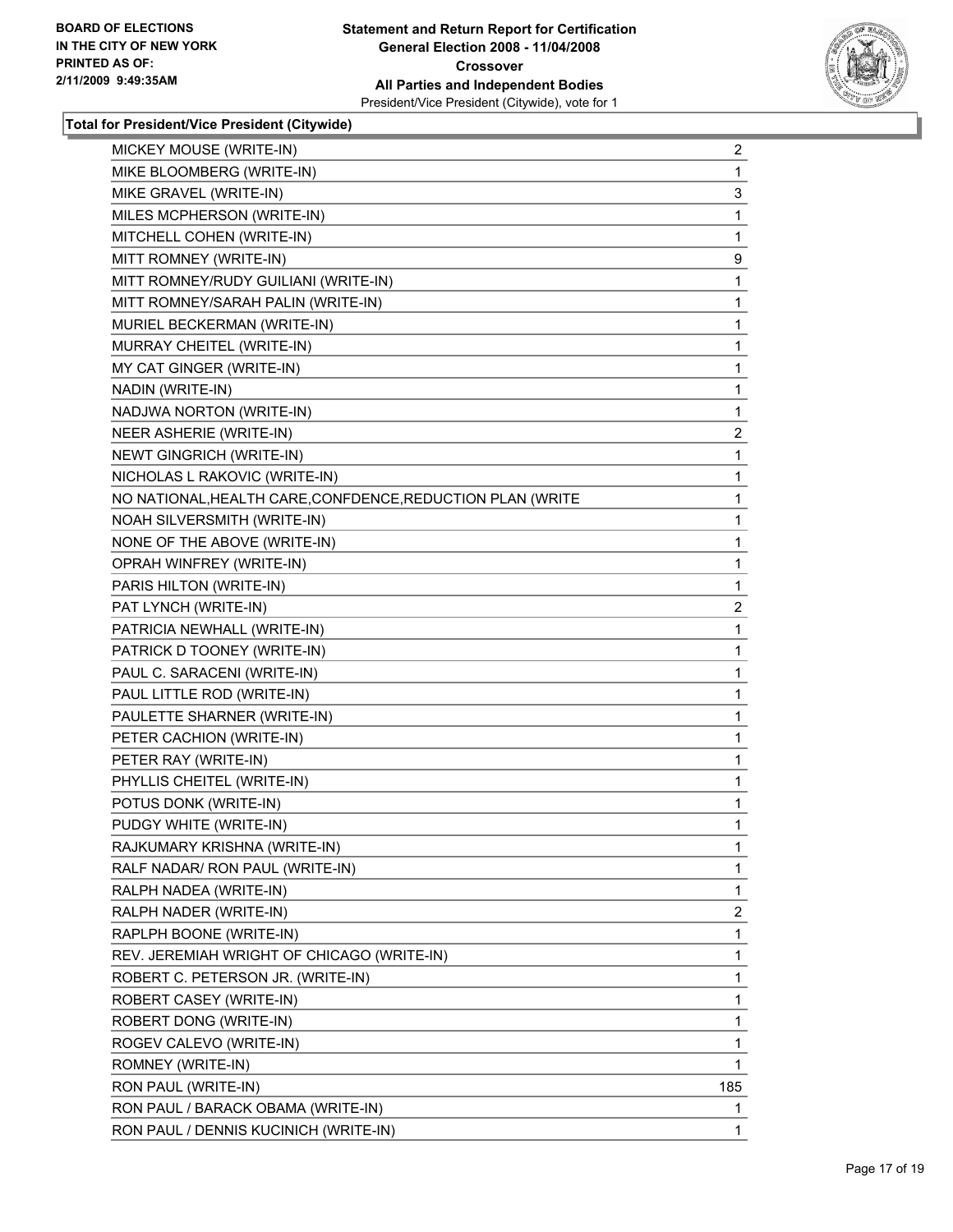**BOARD OF ELECTIONS IN THE CITY OF NEW YORK PRINTED AS OF: 2/11/2009 9:49:35AM**

**Statement and Return Report for Certification General Election 2008 - 11/04/2008 Crossover All Parties and Independent Bodies**

President/Vice President (Citywide), vote for 1

### Total for President/Vice President (Citywide)

| | |
|---|---|
| MICKEY MOUSE (WRITE-IN) | 2 |
| MIKE BLOOMBERG (WRITE-IN) | 1 |
| MIKE GRAVEL (WRITE-IN) | 3 |
| MILES MCPHERSON (WRITE-IN) | 1 |
| MITCHELL COHEN (WRITE-IN) | 1 |
| MITT ROMNEY (WRITE-IN) | 9 |
| MITT ROMNEY/RUDY GUILIANI (WRITE-IN) | 1 |
| MITT ROMNEY/SARAH PALIN (WRITE-IN) | 1 |
| MURIEL BECKERMAN (WRITE-IN) | 1 |
| MURRAY CHEITEL (WRITE-IN) | 1 |
| MY CAT GINGER (WRITE-IN) | 1 |
| NADIN (WRITE-IN) | 1 |
| NADJWA NORTON (WRITE-IN) | 1 |
| NEER ASHERIE (WRITE-IN) | 2 |
| NEWT GINGRICH (WRITE-IN) | 1 |
| NICHOLAS L RAKOVIC (WRITE-IN) | 1 |
| NO NATIONAL,HEALTH CARE,CONFDENCE,REDUCTION PLAN (WRITE | 1 |
| NOAH SILVERSMITH (WRITE-IN) | 1 |
| NONE OF THE ABOVE (WRITE-IN) | 1 |
| OPRAH WINFREY (WRITE-IN) | 1 |
| PARIS HILTON (WRITE-IN) | 1 |
| PAT LYNCH (WRITE-IN) | 2 |
| PATRICIA NEWHALL (WRITE-IN) | 1 |
| PATRICK D TOONEY (WRITE-IN) | 1 |
| PAUL C. SARACENI (WRITE-IN) | 1 |
| PAUL LITTLE ROD (WRITE-IN) | 1 |
| PAULETTE SHARNER (WRITE-IN) | 1 |
| PETER CACHION (WRITE-IN) | 1 |
| PETER RAY (WRITE-IN) | 1 |
| PHYLLIS CHEITEL (WRITE-IN) | 1 |
| POTUS DONK (WRITE-IN) | 1 |
| PUDGY WHITE (WRITE-IN) | 1 |
| RAJKUMARY KRISHNA (WRITE-IN) | 1 |
| RALF NADAR/ RON PAUL (WRITE-IN) | 1 |
| RALPH NADEA (WRITE-IN) | 1 |
| RALPH NADER (WRITE-IN) | 2 |
| RAPLPH BOONE (WRITE-IN) | 1 |
| REV. JEREMIAH WRIGHT OF CHICAGO (WRITE-IN) | 1 |
| ROBERT C. PETERSON JR. (WRITE-IN) | 1 |
| ROBERT CASEY (WRITE-IN) | 1 |
| ROBERT DONG (WRITE-IN) | 1 |
| ROGEV CALEVO (WRITE-IN) | 1 |
| ROMNEY (WRITE-IN) | 1 |
| RON PAUL (WRITE-IN) | 185 |
| RON PAUL / BARACK OBAMA (WRITE-IN) | 1 |
| RON PAUL / DENNIS KUCINICH (WRITE-IN) | 1 |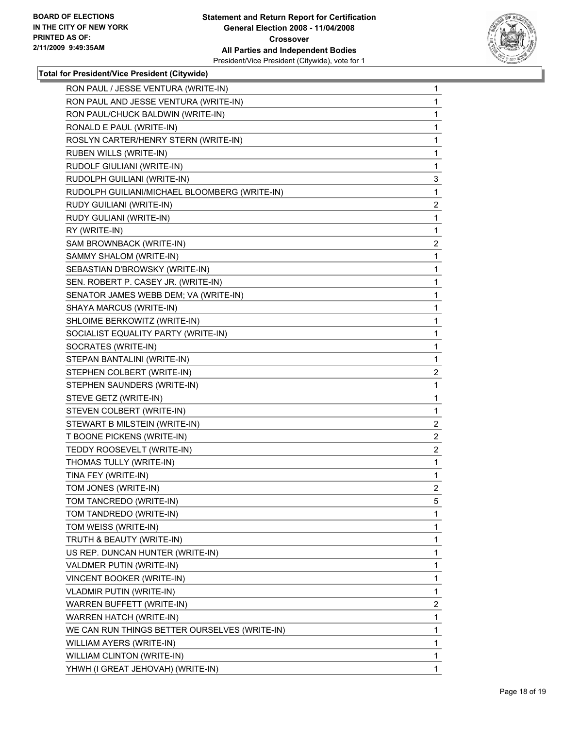BOARD OF ELECTIONS
IN THE CITY OF NEW YORK
PRINTED AS OF:
2/11/2009 9:49:35AM

**Statement and Return Report for Certification**
**General Election 2008 - 11/04/2008**
**Crossover**
**All Parties and Independent Bodies**
President/Vice President (Citywide), vote for 1

**Total for President/Vice President (Citywide)**

| | |
|---|---|
| RON PAUL / JESSE VENTURA (WRITE-IN) | 1 |
| RON PAUL AND JESSE VENTURA (WRITE-IN) | 1 |
| RON PAUL/CHUCK BALDWIN (WRITE-IN) | 1 |
| RONALD E PAUL (WRITE-IN) | 1 |
| ROSLYN CARTER/HENRY STERN (WRITE-IN) | 1 |
| RUBEN WILLS (WRITE-IN) | 1 |
| RUDOLF GIULIANI (WRITE-IN) | 1 |
| RUDOLPH GUILIANI (WRITE-IN) | 3 |
| RUDOLPH GUILIANI/MICHAEL BLOOMBERG (WRITE-IN) | 1 |
| RUDY GUILIANI (WRITE-IN) | 2 |
| RUDY GULIANI (WRITE-IN) | 1 |
| RY (WRITE-IN) | 1 |
| SAM BROWNBACK (WRITE-IN) | 2 |
| SAMMY SHALOM (WRITE-IN) | 1 |
| SEBASTIAN D'BROWSKY (WRITE-IN) | 1 |
| SEN. ROBERT P. CASEY JR. (WRITE-IN) | 1 |
| SENATOR JAMES WEBB DEM; VA (WRITE-IN) | 1 |
| SHAYA MARCUS (WRITE-IN) | 1 |
| SHLOIME BERKOWITZ (WRITE-IN) | 1 |
| SOCIALIST EQUALITY PARTY (WRITE-IN) | 1 |
| SOCRATES (WRITE-IN) | 1 |
| STEPAN BANTALINI (WRITE-IN) | 1 |
| STEPHEN COLBERT (WRITE-IN) | 2 |
| STEPHEN SAUNDERS (WRITE-IN) | 1 |
| STEVE GETZ (WRITE-IN) | 1 |
| STEVEN COLBERT (WRITE-IN) | 1 |
| STEWART B MILSTEIN (WRITE-IN) | 2 |
| T BOONE PICKENS (WRITE-IN) | 2 |
| TEDDY ROOSEVELT (WRITE-IN) | 2 |
| THOMAS TULLY (WRITE-IN) | 1 |
| TINA FEY (WRITE-IN) | 1 |
| TOM JONES (WRITE-IN) | 2 |
| TOM TANCREDO (WRITE-IN) | 5 |
| TOM TANDREDO (WRITE-IN) | 1 |
| TOM WEISS (WRITE-IN) | 1 |
| TRUTH & BEAUTY (WRITE-IN) | 1 |
| US REP. DUNCAN HUNTER (WRITE-IN) | 1 |
| VALDMER PUTIN (WRITE-IN) | 1 |
| VINCENT BOOKER (WRITE-IN) | 1 |
| VLADMIR PUTIN (WRITE-IN) | 1 |
| WARREN BUFFETT (WRITE-IN) | 2 |
| WARREN HATCH (WRITE-IN) | 1 |
| WE CAN RUN THINGS BETTER OURSELVES (WRITE-IN) | 1 |
| WILLIAM AYERS (WRITE-IN) | 1 |
| WILLIAM CLINTON (WRITE-IN) | 1 |
| YHWH (I GREAT JEHOVAH) (WRITE-IN) | 1 |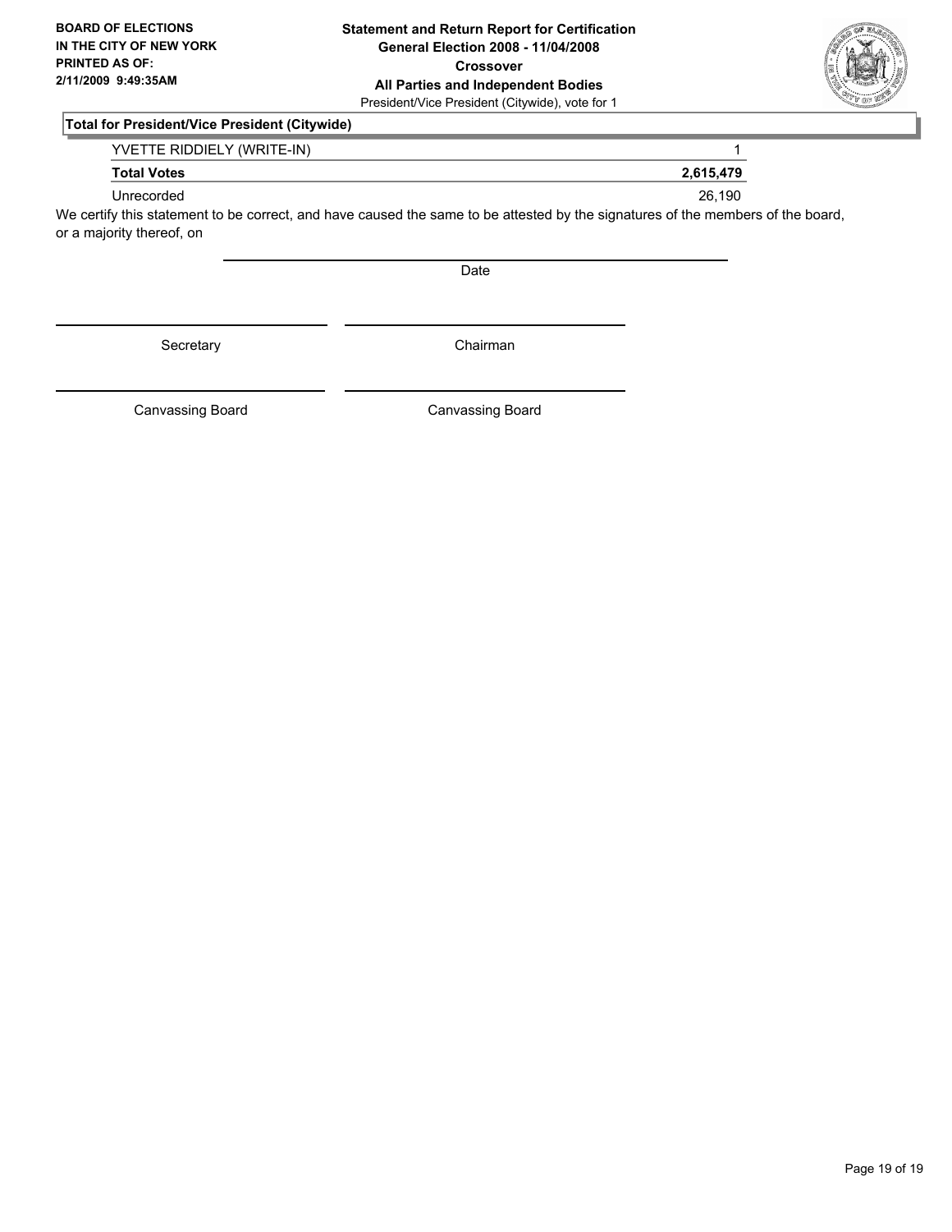**BOARD OF ELECTIONS IN THE CITY OF NEW YORK PRINTED AS OF: 2/11/2009 9:49:35AM**

**Statement and Return Report for Certification**
**General Election 2008 - 11/04/2008**
**Crossover**
**All Parties and Independent Bodies**
President/Vice President (Citywide), vote for 1

### Total for President/Vice President (Citywide)

| | |
|---|---|
| YVETTE RIDDIELY (WRITE-IN) | 1 |
| **Total Votes** | **2,615,479** |
| Unrecorded | 26,190 |

We certify this statement to be correct, and have caused the same to be attested by the signatures of the members of the board, or a majority thereof, on

Date

Secretary

Chairman

Canvassing Board

Canvassing Board